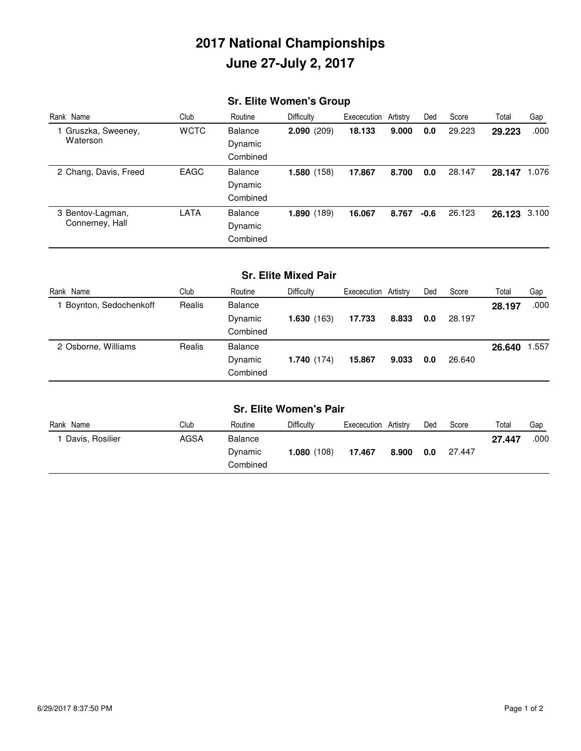# 2017 National Championships
# June 27-July 2, 2017

## Sr. Elite Women's Group

| Rank | Name | Club | Routine | Difficulty | Exececution | Artistry | Ded | Score | Total | Gap |
|---|---|---|---|---|---|---|---|---|---|---|
| 1 | Gruszka, Sweeney, Waterson | WCTC | Balance | **2.090** (209) | **18.133** | **9.000** | **0.0** | 29.223 | **29.223** | .000 |
| | | | Dynamic | | | | | | | |
| | | | Combined | | | | | | | |
| 2 | Chang, Davis, Freed | EAGC | Balance | **1.580** (158) | **17.867** | **8.700** | **0.0** | 28.147 | **28.147** | 1.076 |
| | | | Dynamic | | | | | | | |
| | | | Combined | | | | | | | |
| 3 | Bentov-Lagman, Connerney, Hall | LATA | Balance | **1.890** (189) | **16.067** | **8.767** | **-0.6** | 26.123 | **26.123** | 3.100 |
| | | | Dynamic | | | | | | | |
| | | | Combined | | | | | | | |

## Sr. Elite Mixed Pair

| Rank | Name | Club | Routine | Difficulty | Exececution | Artistry | Ded | Score | Total | Gap |
|---|---|---|---|---|---|---|---|---|---|---|
| 1 | Boynton, Sedochenkoff | Realis | Balance | | | | | | **28.197** | .000 |
| | | | Dynamic | **1.630** (163) | **17.733** | **8.833** | **0.0** | 28.197 | | |
| | | | Combined | | | | | | | |
| 2 | Osborne, Williams | Realis | Balance | | | | | | **26.640** | 1.557 |
| | | | Dynamic | **1.740** (174) | **15.867** | **9.033** | **0.0** | 26.640 | | |
| | | | Combined | | | | | | | |

## Sr. Elite Women's Pair

| Rank | Name | Club | Routine | Difficulty | Exececution | Artistry | Ded | Score | Total | Gap |
|---|---|---|---|---|---|---|---|---|---|---|
| 1 | Davis, Rosilier | AGSA | Balance | | | | | | **27.447** | .000 |
| | | | Dynamic | **1.080** (108) | **17.467** | **8.900** | **0.0** | 27.447 | | |
| | | | Combined | | | | | | | |

6/29/2017 8:37:50 PM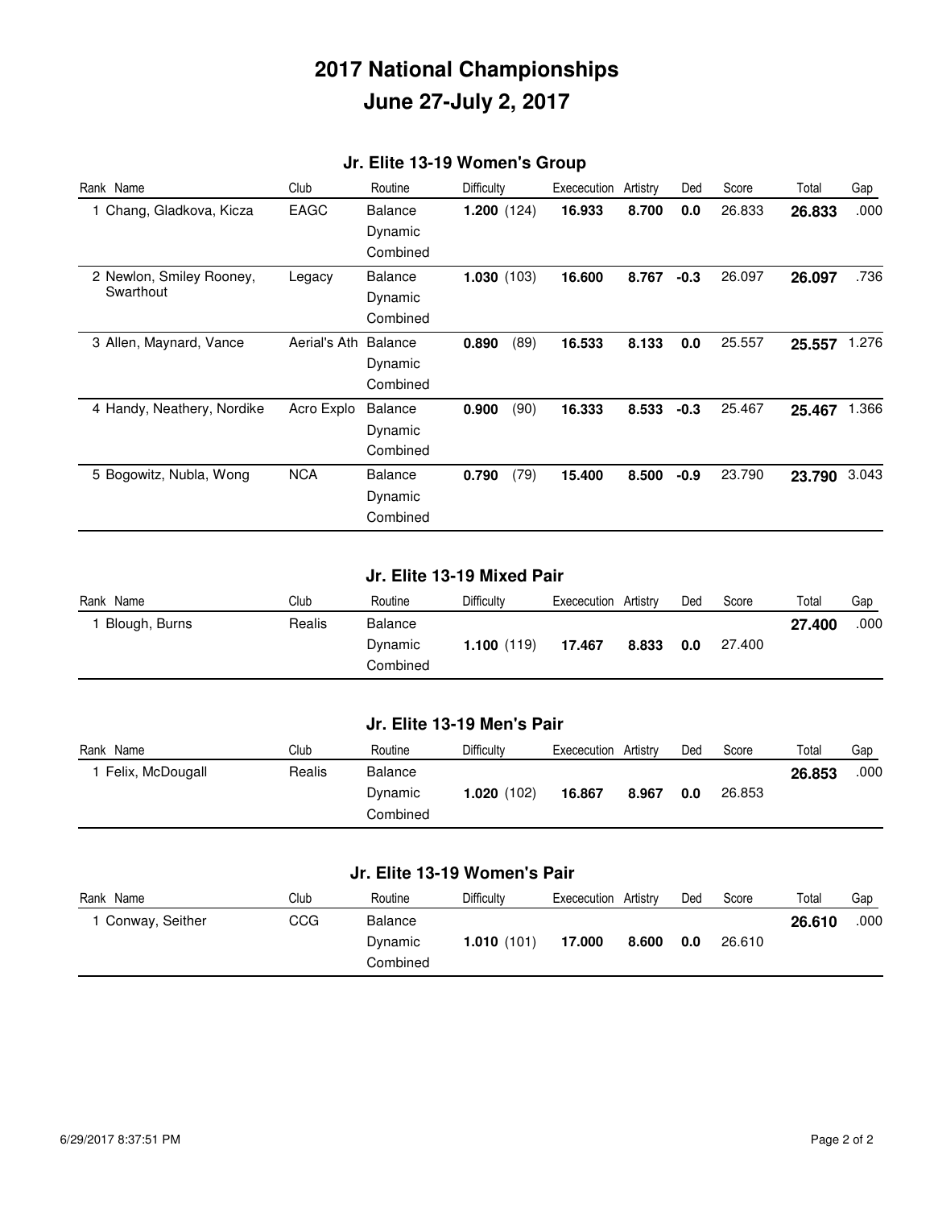# 2017 National Championships
# June 27-July 2, 2017

## Jr. Elite 13-19 Women's Group

| Rank | Name | Club | Routine | Difficulty | | Exececution | Artistry | Ded | Score | Total | Gap |
|---|---|---|---|---|---|---|---|---|---|---|---|
| 1 | Chang, Gladkova, Kicza | EAGC | Balance<br>Dynamic<br>Combined | **1.200** | (124) | **16.933** | **8.700** | **0.0** | 26.833 | **26.833** | .000 |
| 2 | Newlon, Smiley Rooney, Swarthout | Legacy | Balance<br>Dynamic<br>Combined | **1.030** | (103) | **16.600** | **8.767** | **-0.3** | 26.097 | **26.097** | .736 |
| 3 | Allen, Maynard, Vance | Aerial's Ath | Balance<br>Dynamic<br>Combined | **0.890** | (89) | **16.533** | **8.133** | **0.0** | 25.557 | **25.557** | 1.276 |
| 4 | Handy, Neathery, Nordike | Acro Explo | Balance<br>Dynamic<br>Combined | **0.900** | (90) | **16.333** | **8.533** | **-0.3** | 25.467 | **25.467** | 1.366 |
| 5 | Bogowitz, Nubla, Wong | NCA | Balance<br>Dynamic<br>Combined | **0.790** | (79) | **15.400** | **8.500** | **-0.9** | 23.790 | **23.790** | 3.043 |

## Jr. Elite 13-19 Mixed Pair

| Rank | Name | Club | Routine | Difficulty | | Exececution | Artistry | Ded | Score | Total | Gap |
|---|---|---|---|---|---|---|---|---|---|---|---|
| 1 | Blough, Burns | Realis | Balance | | | | | | | **27.400** | .000 |
| | | | Dynamic | **1.100** | (119) | **17.467** | **8.833** | **0.0** | 27.400 | | |
| | | | Combined | | | | | | | | |

## Jr. Elite 13-19 Men's Pair

| Rank | Name | Club | Routine | Difficulty | | Exececution | Artistry | Ded | Score | Total | Gap |
|---|---|---|---|---|---|---|---|---|---|---|---|
| 1 | Felix, McDougall | Realis | Balance | | | | | | | **26.853** | .000 |
| | | | Dynamic | **1.020** | (102) | **16.867** | **8.967** | **0.0** | 26.853 | | |
| | | | Combined | | | | | | | | |

## Jr. Elite 13-19 Women's Pair

| Rank | Name | Club | Routine | Difficulty | | Exececution | Artistry | Ded | Score | Total | Gap |
|---|---|---|---|---|---|---|---|---|---|---|---|
| 1 | Conway, Seither | CCG | Balance | | | | | | | **26.610** | .000 |
| | | | Dynamic | **1.010** | (101) | **17.000** | **8.600** | **0.0** | 26.610 | | |
| | | | Combined | | | | | | | | |

6/29/2017 8:37:51 PM